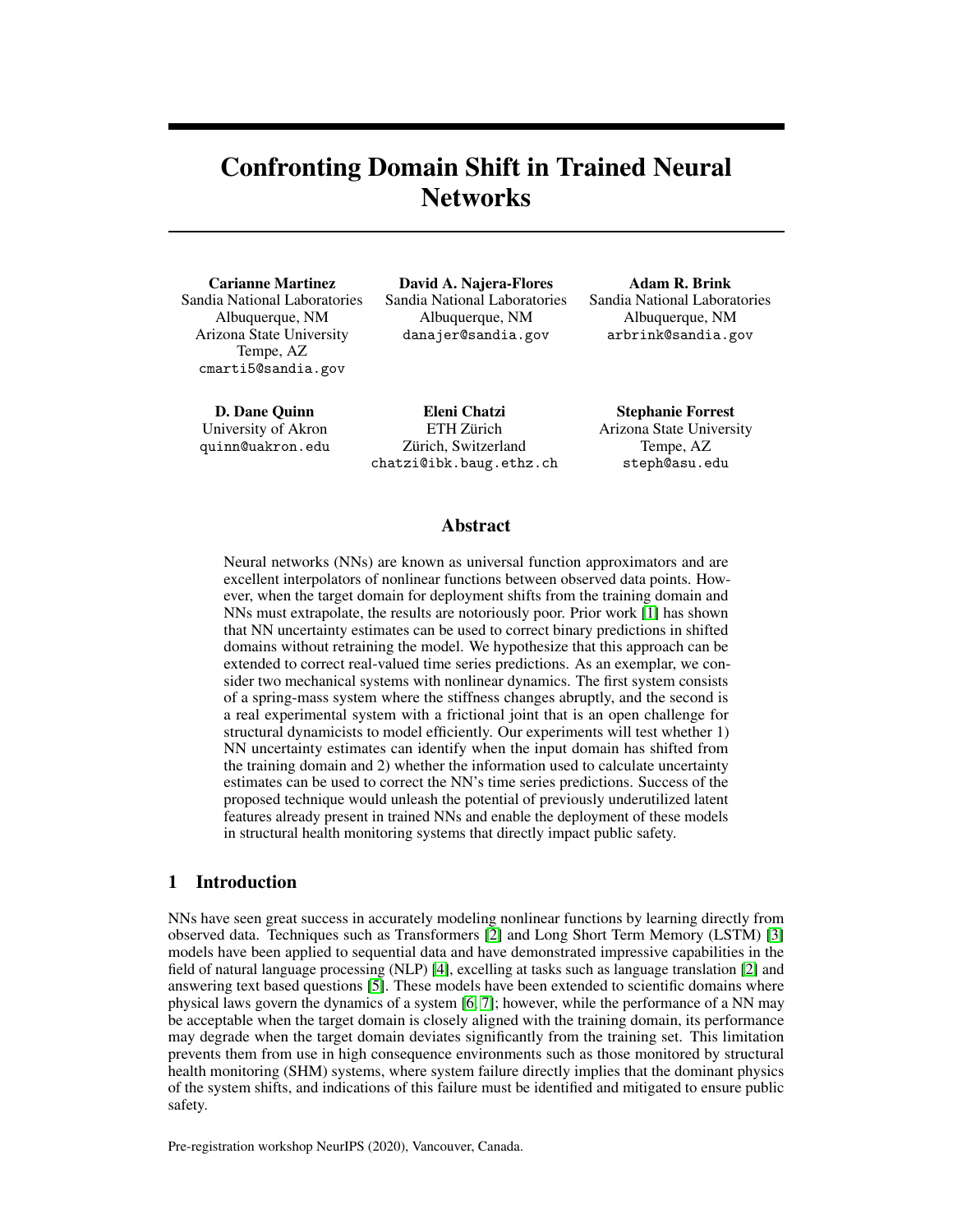# Confronting Domain Shift in Trained Neural Networks

**Carianne Martinez**
Sandia National Laboratories
Albuquerque, NM
Arizona State University
Tempe, AZ
cmarti5@sandia.gov

**David A. Najera-Flores**
Sandia National Laboratories
Albuquerque, NM
danajer@sandia.gov

**Adam R. Brink**
Sandia National Laboratories
Albuquerque, NM
arbrink@sandia.gov

**D. Dane Quinn**
University of Akron
quinn@uakron.edu

**Eleni Chatzi**
ETH Zürich
Zürich, Switzerland
chatzi@ibk.baug.ethz.ch

**Stephanie Forrest**
Arizona State University
Tempe, AZ
steph@asu.edu

## Abstract

Neural networks (NNs) are known as universal function approximators and are excellent interpolators of nonlinear functions between observed data points. However, when the target domain for deployment shifts from the training domain and NNs must extrapolate, the results are notoriously poor. Prior work [1] has shown that NN uncertainty estimates can be used to correct binary predictions in shifted domains without retraining the model. We hypothesize that this approach can be extended to correct real-valued time series predictions. As an exemplar, we consider two mechanical systems with nonlinear dynamics. The first system consists of a spring-mass system where the stiffness changes abruptly, and the second is a real experimental system with a frictional joint that is an open challenge for structural dynamicists to model efficiently. Our experiments will test whether 1) NN uncertainty estimates can identify when the input domain has shifted from the training domain and 2) whether the information used to calculate uncertainty estimates can be used to correct the NN's time series predictions. Success of the proposed technique would unleash the potential of previously underutilized latent features already present in trained NNs and enable the deployment of these models in structural health monitoring systems that directly impact public safety.

## 1 Introduction

NNs have seen great success in accurately modeling nonlinear functions by learning directly from observed data. Techniques such as Transformers [2] and Long Short Term Memory (LSTM) [3] models have been applied to sequential data and have demonstrated impressive capabilities in the field of natural language processing (NLP) [4], excelling at tasks such as language translation [2] and answering text based questions [5]. These models have been extended to scientific domains where physical laws govern the dynamics of a system [6, 7]; however, while the performance of a NN may be acceptable when the target domain is closely aligned with the training domain, its performance may degrade when the target domain deviates significantly from the training set. This limitation prevents them from use in high consequence environments such as those monitored by structural health monitoring (SHM) systems, where system failure directly implies that the dominant physics of the system shifts, and indications of this failure must be identified and mitigated to ensure public safety.

Pre-registration workshop NeurIPS (2020), Vancouver, Canada.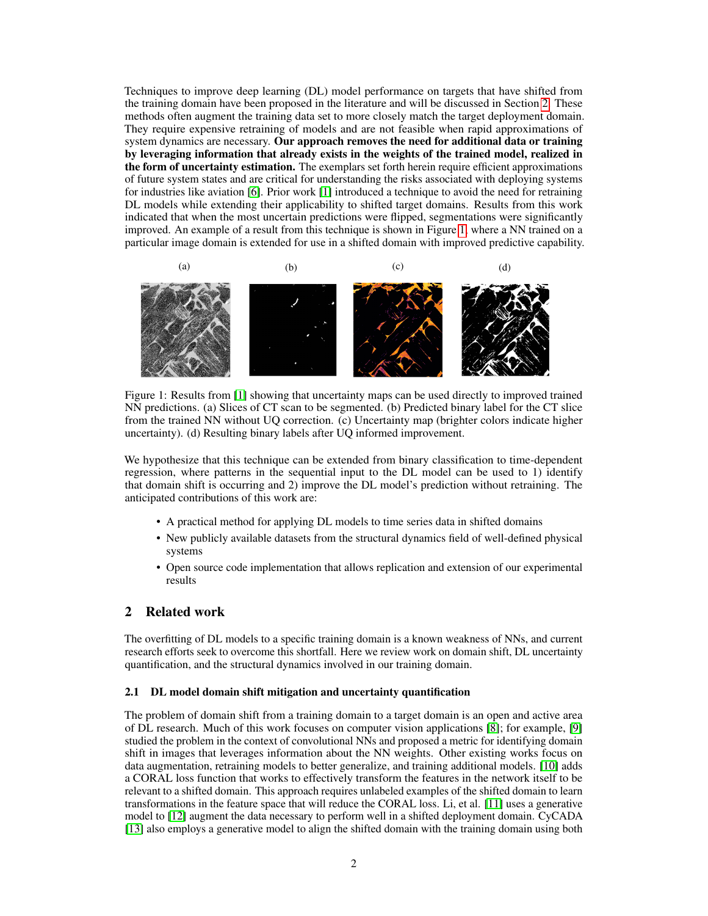Techniques to improve deep learning (DL) model performance on targets that have shifted from the training domain have been proposed in the literature and will be discussed in Section 2. These methods often augment the training data set to more closely match the target deployment domain. They require expensive retraining of models and are not feasible when rapid approximations of system dynamics are necessary. **Our approach removes the need for additional data or training by leveraging information that already exists in the weights of the trained model, realized in the form of uncertainty estimation.** The exemplars set forth herein require efficient approximations of future system states and are critical for understanding the risks associated with deploying systems for industries like aviation [6]. Prior work [1] introduced a technique to avoid the need for retraining DL models while extending their applicability to shifted target domains. Results from this work indicated that when the most uncertain predictions were flipped, segmentations were significantly improved. An example of a result from this technique is shown in Figure 1, where a NN trained on a particular image domain is extended for use in a shifted domain with improved predictive capability.

Figure 1: Results from [1] showing that uncertainty maps can be used directly to improved trained NN predictions. (a) Slices of CT scan to be segmented. (b) Predicted binary label for the CT slice from the trained NN without UQ correction. (c) Uncertainty map (brighter colors indicate higher uncertainty). (d) Resulting binary labels after UQ informed improvement.

We hypothesize that this technique can be extended from binary classification to time-dependent regression, where patterns in the sequential input to the DL model can be used to 1) identify that domain shift is occurring and 2) improve the DL model's prediction without retraining. The anticipated contributions of this work are:

- A practical method for applying DL models to time series data in shifted domains
- New publicly available datasets from the structural dynamics field of well-defined physical systems
- Open source code implementation that allows replication and extension of our experimental results

## 2 Related work

The overfitting of DL models to a specific training domain is a known weakness of NNs, and current research efforts seek to overcome this shortfall. Here we review work on domain shift, DL uncertainty quantification, and the structural dynamics involved in our training domain.

### 2.1 DL model domain shift mitigation and uncertainty quantification

The problem of domain shift from a training domain to a target domain is an open and active area of DL research. Much of this work focuses on computer vision applications [8]; for example, [9] studied the problem in the context of convolutional NNs and proposed a metric for identifying domain shift in images that leverages information about the NN weights. Other existing works focus on data augmentation, retraining models to better generalize, and training additional models. [10] adds a CORAL loss function that works to effectively transform the features in the network itself to be relevant to a shifted domain. This approach requires unlabeled examples of the shifted domain to learn transformations in the feature space that will reduce the CORAL loss. Li, et al. [11] uses a generative model to [12] augment the data necessary to perform well in a shifted deployment domain. CyCADA [13] also employs a generative model to align the shifted domain with the training domain using both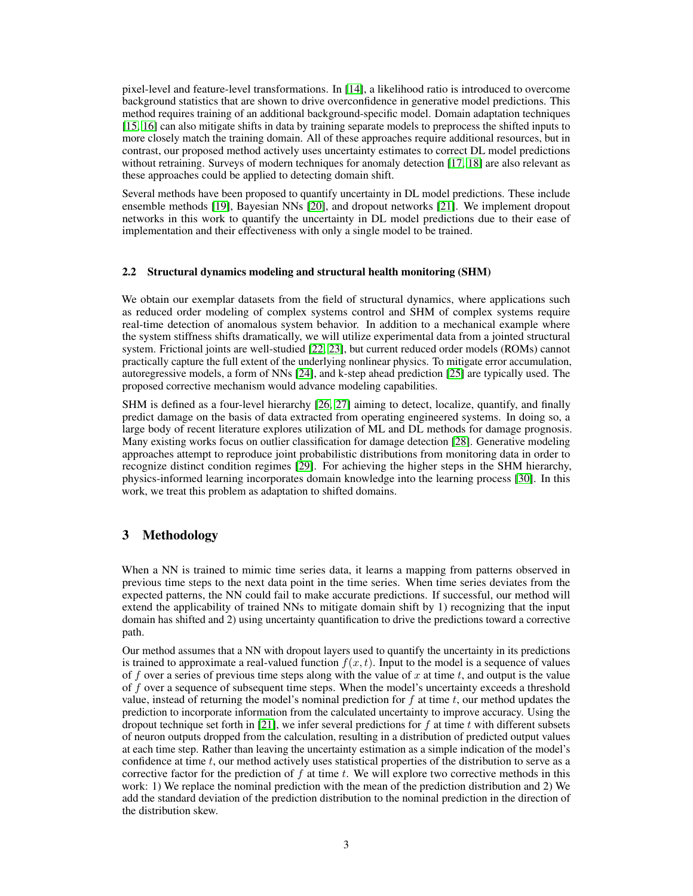pixel-level and feature-level transformations. In [14], a likelihood ratio is introduced to overcome background statistics that are shown to drive overconfidence in generative model predictions. This method requires training of an additional background-specific model. Domain adaptation techniques [15, 16] can also mitigate shifts in data by training separate models to preprocess the shifted inputs to more closely match the training domain. All of these approaches require additional resources, but in contrast, our proposed method actively uses uncertainty estimates to correct DL model predictions without retraining. Surveys of modern techniques for anomaly detection [17, 18] are also relevant as these approaches could be applied to detecting domain shift.

Several methods have been proposed to quantify uncertainty in DL model predictions. These include ensemble methods [19], Bayesian NNs [20], and dropout networks [21]. We implement dropout networks in this work to quantify the uncertainty in DL model predictions due to their ease of implementation and their effectiveness with only a single model to be trained.

### 2.2 Structural dynamics modeling and structural health monitoring (SHM)

We obtain our exemplar datasets from the field of structural dynamics, where applications such as reduced order modeling of complex systems control and SHM of complex systems require real-time detection of anomalous system behavior. In addition to a mechanical example where the system stiffness shifts dramatically, we will utilize experimental data from a jointed structural system. Frictional joints are well-studied [22, 23], but current reduced order models (ROMs) cannot practically capture the full extent of the underlying nonlinear physics. To mitigate error accumulation, autoregressive models, a form of NNs [24], and k-step ahead prediction [25] are typically used. The proposed corrective mechanism would advance modeling capabilities.

SHM is defined as a four-level hierarchy [26, 27] aiming to detect, localize, quantify, and finally predict damage on the basis of data extracted from operating engineered systems. In doing so, a large body of recent literature explores utilization of ML and DL methods for damage prognosis. Many existing works focus on outlier classification for damage detection [28]. Generative modeling approaches attempt to reproduce joint probabilistic distributions from monitoring data in order to recognize distinct condition regimes [29]. For achieving the higher steps in the SHM hierarchy, physics-informed learning incorporates domain knowledge into the learning process [30]. In this work, we treat this problem as adaptation to shifted domains.

## 3 Methodology

When a NN is trained to mimic time series data, it learns a mapping from patterns observed in previous time steps to the next data point in the time series. When time series deviates from the expected patterns, the NN could fail to make accurate predictions. If successful, our method will extend the applicability of trained NNs to mitigate domain shift by 1) recognizing that the input domain has shifted and 2) using uncertainty quantification to drive the predictions toward a corrective path.

Our method assumes that a NN with dropout layers used to quantify the uncertainty in its predictions is trained to approximate a real-valued function $f(x, t)$. Input to the model is a sequence of values of $f$ over a series of previous time steps along with the value of $x$ at time $t$, and output is the value of $f$ over a sequence of subsequent time steps. When the model's uncertainty exceeds a threshold value, instead of returning the model's nominal prediction for $f$ at time $t$, our method updates the prediction to incorporate information from the calculated uncertainty to improve accuracy. Using the dropout technique set forth in [21], we infer several predictions for $f$ at time $t$ with different subsets of neuron outputs dropped from the calculation, resulting in a distribution of predicted output values at each time step. Rather than leaving the uncertainty estimation as a simple indication of the model's confidence at time $t$, our method actively uses statistical properties of the distribution to serve as a corrective factor for the prediction of $f$ at time $t$. We will explore two corrective methods in this work: 1) We replace the nominal prediction with the mean of the prediction distribution and 2) We add the standard deviation of the prediction distribution to the nominal prediction in the direction of the distribution skew.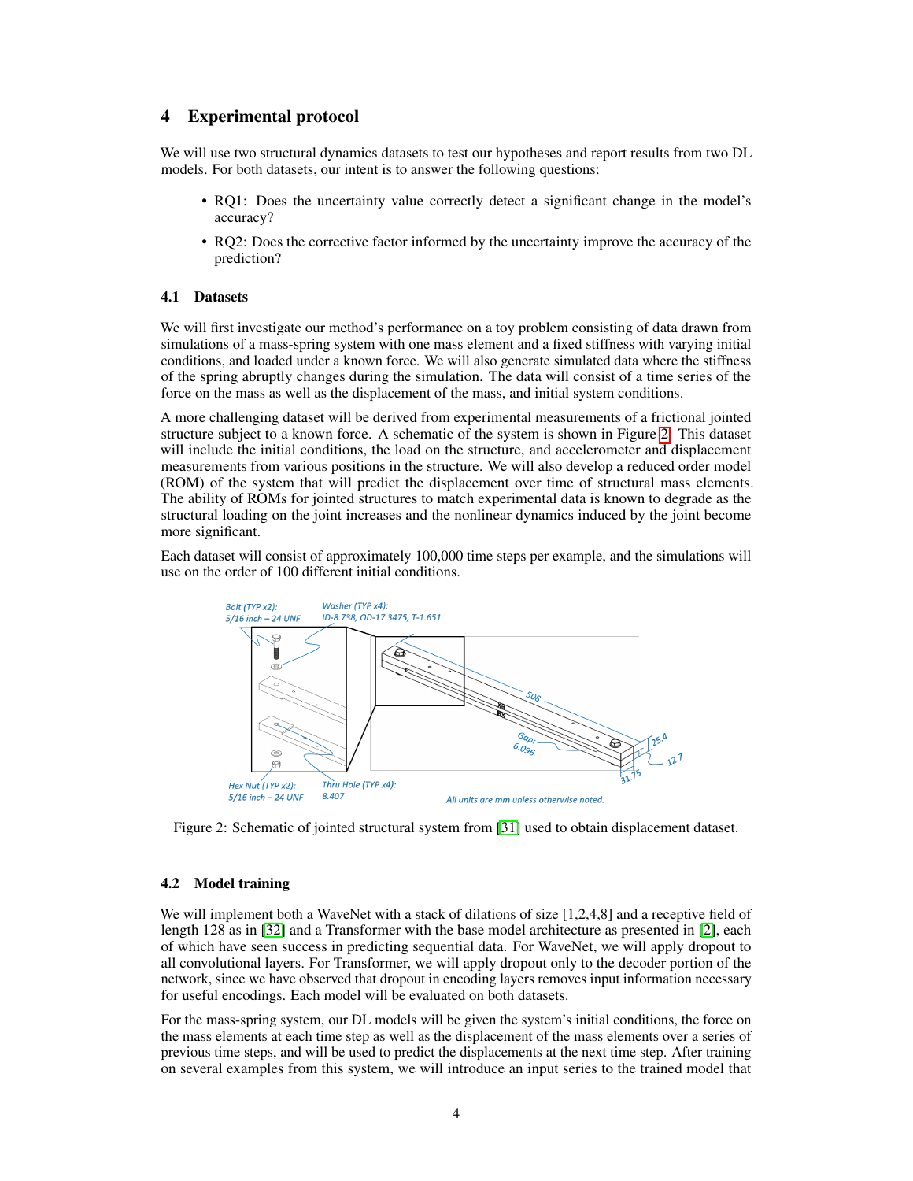# 4 Experimental protocol

We will use two structural dynamics datasets to test our hypotheses and report results from two DL models. For both datasets, our intent is to answer the following questions:

- RQ1: Does the uncertainty value correctly detect a significant change in the model's accuracy?
- RQ2: Does the corrective factor informed by the uncertainty improve the accuracy of the prediction?

## 4.1 Datasets

We will first investigate our method's performance on a toy problem consisting of data drawn from simulations of a mass-spring system with one mass element and a fixed stiffness with varying initial conditions, and loaded under a known force. We will also generate simulated data where the stiffness of the spring abruptly changes during the simulation. The data will consist of a time series of the force on the mass as well as the displacement of the mass, and initial system conditions.

A more challenging dataset will be derived from experimental measurements of a frictional jointed structure subject to a known force. A schematic of the system is shown in Figure 2. This dataset will include the initial conditions, the load on the structure, and accelerometer and displacement measurements from various positions in the structure. We will also develop a reduced order model (ROM) of the system that will predict the displacement over time of structural mass elements. The ability of ROMs for jointed structures to match experimental data is known to degrade as the structural loading on the joint increases and the nonlinear dynamics induced by the joint become more significant.

Each dataset will consist of approximately 100,000 time steps per example, and the simulations will use on the order of 100 different initial conditions.

Figure 2: Schematic of jointed structural system from [31] used to obtain displacement dataset.

## 4.2 Model training

We will implement both a WaveNet with a stack of dilations of size [1,2,4,8] and a receptive field of length 128 as in [32] and a Transformer with the base model architecture as presented in [2], each of which have seen success in predicting sequential data. For WaveNet, we will apply dropout to all convolutional layers. For Transformer, we will apply dropout only to the decoder portion of the network, since we have observed that dropout in encoding layers removes input information necessary for useful encodings. Each model will be evaluated on both datasets.

For the mass-spring system, our DL models will be given the system's initial conditions, the force on the mass elements at each time step as well as the displacement of the mass elements over a series of previous time steps, and will be used to predict the displacements at the next time step. After training on several examples from this system, we will introduce an input series to the trained model that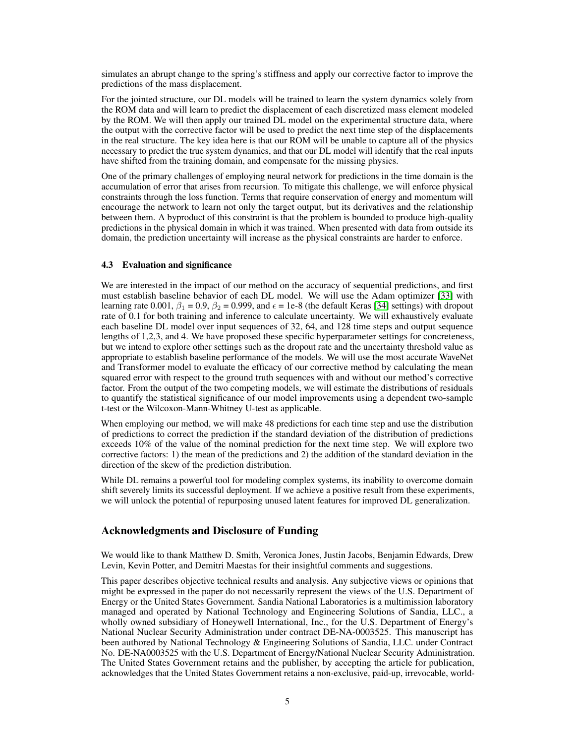simulates an abrupt change to the spring's stiffness and apply our corrective factor to improve the predictions of the mass displacement.

For the jointed structure, our DL models will be trained to learn the system dynamics solely from the ROM data and will learn to predict the displacement of each discretized mass element modeled by the ROM. We will then apply our trained DL model on the experimental structure data, where the output with the corrective factor will be used to predict the next time step of the displacements in the real structure. The key idea here is that our ROM will be unable to capture all of the physics necessary to predict the true system dynamics, and that our DL model will identify that the real inputs have shifted from the training domain, and compensate for the missing physics.

One of the primary challenges of employing neural network for predictions in the time domain is the accumulation of error that arises from recursion. To mitigate this challenge, we will enforce physical constraints through the loss function. Terms that require conservation of energy and momentum will encourage the network to learn not only the target output, but its derivatives and the relationship between them. A byproduct of this constraint is that the problem is bounded to produce high-quality predictions in the physical domain in which it was trained. When presented with data from outside its domain, the prediction uncertainty will increase as the physical constraints are harder to enforce.

### 4.3 Evaluation and significance

We are interested in the impact of our method on the accuracy of sequential predictions, and first must establish baseline behavior of each DL model. We will use the Adam optimizer [33] with learning rate 0.001, $\beta_1$ = 0.9, $\beta_2$ = 0.999, and $\epsilon$ = 1e-8 (the default Keras [34] settings) with dropout rate of 0.1 for both training and inference to calculate uncertainty. We will exhaustively evaluate each baseline DL model over input sequences of 32, 64, and 128 time steps and output sequence lengths of 1,2,3, and 4. We have proposed these specific hyperparameter settings for concreteness, but we intend to explore other settings such as the dropout rate and the uncertainty threshold value as appropriate to establish baseline performance of the models. We will use the most accurate WaveNet and Transformer model to evaluate the efficacy of our corrective method by calculating the mean squared error with respect to the ground truth sequences with and without our method's corrective factor. From the output of the two competing models, we will estimate the distributions of residuals to quantify the statistical significance of our model improvements using a dependent two-sample t-test or the Wilcoxon-Mann-Whitney U-test as applicable.

When employing our method, we will make 48 predictions for each time step and use the distribution of predictions to correct the prediction if the standard deviation of the distribution of predictions exceeds 10% of the value of the nominal prediction for the next time step. We will explore two corrective factors: 1) the mean of the predictions and 2) the addition of the standard deviation in the direction of the skew of the prediction distribution.

While DL remains a powerful tool for modeling complex systems, its inability to overcome domain shift severely limits its successful deployment. If we achieve a positive result from these experiments, we will unlock the potential of repurposing unused latent features for improved DL generalization.

## Acknowledgments and Disclosure of Funding

We would like to thank Matthew D. Smith, Veronica Jones, Justin Jacobs, Benjamin Edwards, Drew Levin, Kevin Potter, and Demitri Maestas for their insightful comments and suggestions.

This paper describes objective technical results and analysis. Any subjective views or opinions that might be expressed in the paper do not necessarily represent the views of the U.S. Department of Energy or the United States Government. Sandia National Laboratories is a multimission laboratory managed and operated by National Technology and Engineering Solutions of Sandia, LLC., a wholly owned subsidiary of Honeywell International, Inc., for the U.S. Department of Energy's National Nuclear Security Administration under contract DE-NA-0003525. This manuscript has been authored by National Technology & Engineering Solutions of Sandia, LLC. under Contract No. DE-NA0003525 with the U.S. Department of Energy/National Nuclear Security Administration. The United States Government retains and the publisher, by accepting the article for publication, acknowledges that the United States Government retains a non-exclusive, paid-up, irrevocable, world-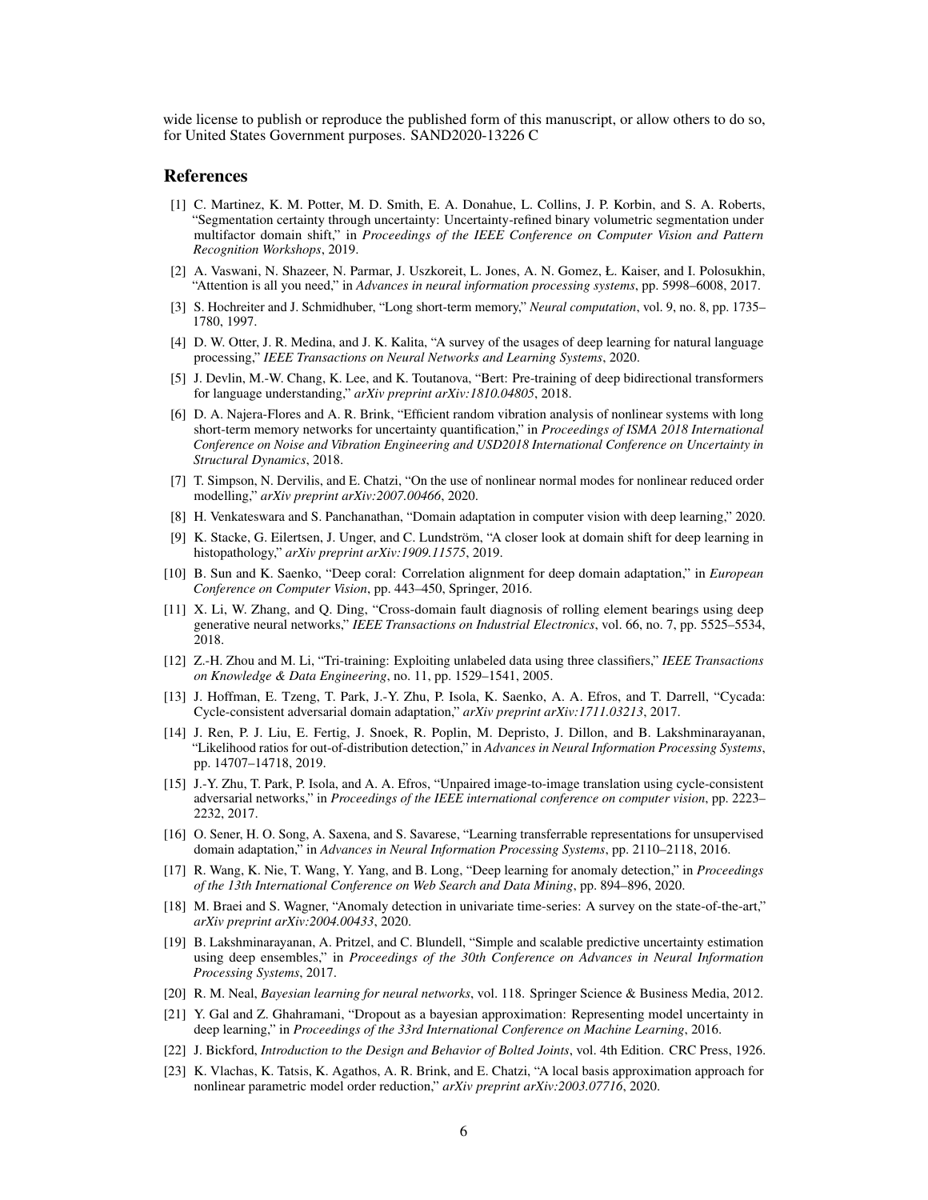wide license to publish or reproduce the published form of this manuscript, or allow others to do so, for United States Government purposes. SAND2020-13226 C

## References

[1] C. Martinez, K. M. Potter, M. D. Smith, E. A. Donahue, L. Collins, J. P. Korbin, and S. A. Roberts, "Segmentation certainty through uncertainty: Uncertainty-refined binary volumetric segmentation under multifactor domain shift," in *Proceedings of the IEEE Conference on Computer Vision and Pattern Recognition Workshops*, 2019.

[2] A. Vaswani, N. Shazeer, N. Parmar, J. Uszkoreit, L. Jones, A. N. Gomez, Ł. Kaiser, and I. Polosukhin, "Attention is all you need," in *Advances in neural information processing systems*, pp. 5998–6008, 2017.

[3] S. Hochreiter and J. Schmidhuber, "Long short-term memory," *Neural computation*, vol. 9, no. 8, pp. 1735–1780, 1997.

[4] D. W. Otter, J. R. Medina, and J. K. Kalita, "A survey of the usages of deep learning for natural language processing," *IEEE Transactions on Neural Networks and Learning Systems*, 2020.

[5] J. Devlin, M.-W. Chang, K. Lee, and K. Toutanova, "Bert: Pre-training of deep bidirectional transformers for language understanding," *arXiv preprint arXiv:1810.04805*, 2018.

[6] D. A. Najera-Flores and A. R. Brink, "Efficient random vibration analysis of nonlinear systems with long short-term memory networks for uncertainty quantification," in *Proceedings of ISMA 2018 International Conference on Noise and Vibration Engineering and USD2018 International Conference on Uncertainty in Structural Dynamics*, 2018.

[7] T. Simpson, N. Dervilis, and E. Chatzi, "On the use of nonlinear normal modes for nonlinear reduced order modelling," *arXiv preprint arXiv:2007.00466*, 2020.

[8] H. Venkateswara and S. Panchanathan, "Domain adaptation in computer vision with deep learning," 2020.

[9] K. Stacke, G. Eilertsen, J. Unger, and C. Lundström, "A closer look at domain shift for deep learning in histopathology," *arXiv preprint arXiv:1909.11575*, 2019.

[10] B. Sun and K. Saenko, "Deep coral: Correlation alignment for deep domain adaptation," in *European Conference on Computer Vision*, pp. 443–450, Springer, 2016.

[11] X. Li, W. Zhang, and Q. Ding, "Cross-domain fault diagnosis of rolling element bearings using deep generative neural networks," *IEEE Transactions on Industrial Electronics*, vol. 66, no. 7, pp. 5525–5534, 2018.

[12] Z.-H. Zhou and M. Li, "Tri-training: Exploiting unlabeled data using three classifiers," *IEEE Transactions on Knowledge & Data Engineering*, no. 11, pp. 1529–1541, 2005.

[13] J. Hoffman, E. Tzeng, T. Park, J.-Y. Zhu, P. Isola, K. Saenko, A. A. Efros, and T. Darrell, "Cycada: Cycle-consistent adversarial domain adaptation," *arXiv preprint arXiv:1711.03213*, 2017.

[14] J. Ren, P. J. Liu, E. Fertig, J. Snoek, R. Poplin, M. Depristo, J. Dillon, and B. Lakshminarayanan, "Likelihood ratios for out-of-distribution detection," in *Advances in Neural Information Processing Systems*, pp. 14707–14718, 2019.

[15] J.-Y. Zhu, T. Park, P. Isola, and A. A. Efros, "Unpaired image-to-image translation using cycle-consistent adversarial networks," in *Proceedings of the IEEE international conference on computer vision*, pp. 2223–2232, 2017.

[16] O. Sener, H. O. Song, A. Saxena, and S. Savarese, "Learning transferrable representations for unsupervised domain adaptation," in *Advances in Neural Information Processing Systems*, pp. 2110–2118, 2016.

[17] R. Wang, K. Nie, T. Wang, Y. Yang, and B. Long, "Deep learning for anomaly detection," in *Proceedings of the 13th International Conference on Web Search and Data Mining*, pp. 894–896, 2020.

[18] M. Braei and S. Wagner, "Anomaly detection in univariate time-series: A survey on the state-of-the-art," *arXiv preprint arXiv:2004.00433*, 2020.

[19] B. Lakshminarayanan, A. Pritzel, and C. Blundell, "Simple and scalable predictive uncertainty estimation using deep ensembles," in *Proceedings of the 30th Conference on Advances in Neural Information Processing Systems*, 2017.

[20] R. M. Neal, *Bayesian learning for neural networks*, vol. 118. Springer Science & Business Media, 2012.

[21] Y. Gal and Z. Ghahramani, "Dropout as a bayesian approximation: Representing model uncertainty in deep learning," in *Proceedings of the 33rd International Conference on Machine Learning*, 2016.

[22] J. Bickford, *Introduction to the Design and Behavior of Bolted Joints*, vol. 4th Edition. CRC Press, 1926.

[23] K. Vlachas, K. Tatsis, K. Agathos, A. R. Brink, and E. Chatzi, "A local basis approximation approach for nonlinear parametric model order reduction," *arXiv preprint arXiv:2003.07716*, 2020.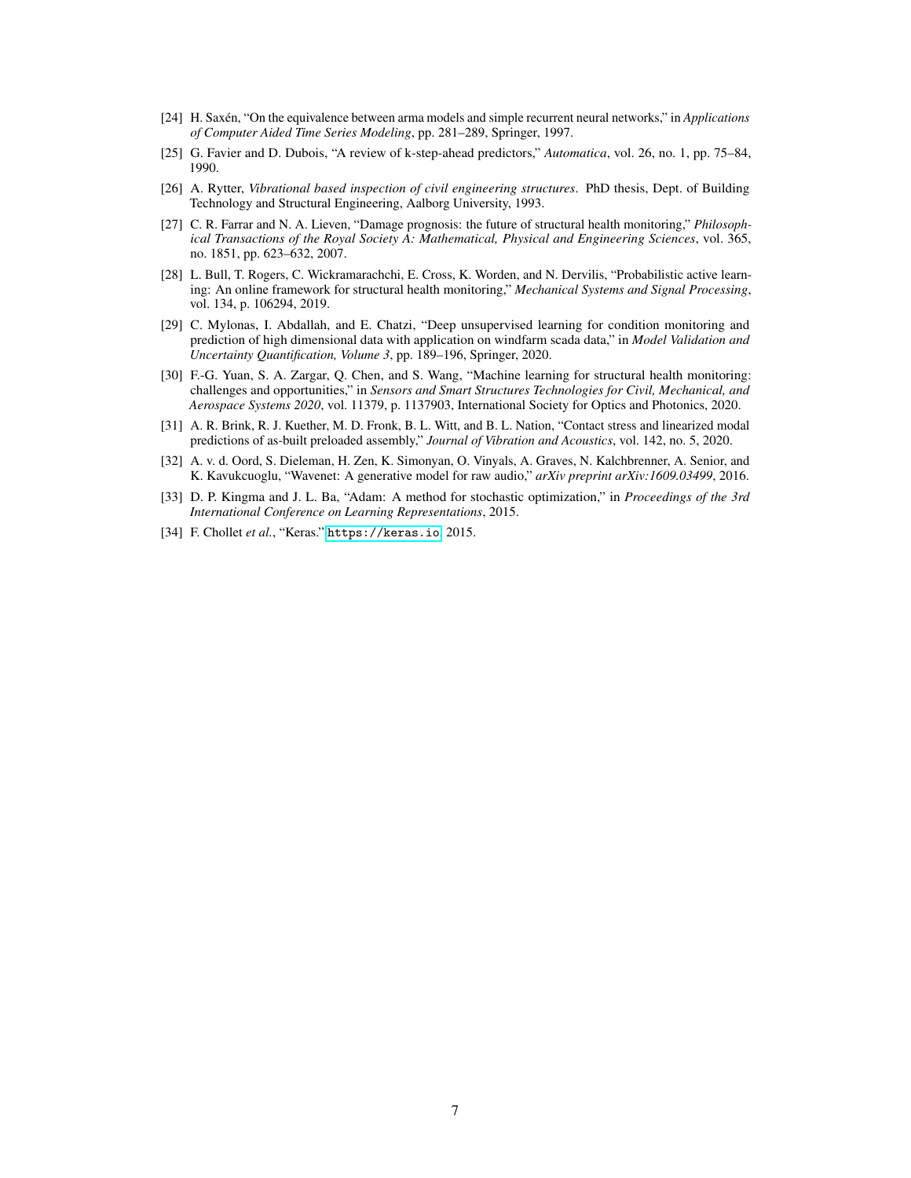[24] H. Saxén, "On the equivalence between arma models and simple recurrent neural networks," in *Applications of Computer Aided Time Series Modeling*, pp. 281–289, Springer, 1997.

[25] G. Favier and D. Dubois, "A review of k-step-ahead predictors," *Automatica*, vol. 26, no. 1, pp. 75–84, 1990.

[26] A. Rytter, *Vibrational based inspection of civil engineering structures*. PhD thesis, Dept. of Building Technology and Structural Engineering, Aalborg University, 1993.

[27] C. R. Farrar and N. A. Lieven, "Damage prognosis: the future of structural health monitoring," *Philosophical Transactions of the Royal Society A: Mathematical, Physical and Engineering Sciences*, vol. 365, no. 1851, pp. 623–632, 2007.

[28] L. Bull, T. Rogers, C. Wickramarachchi, E. Cross, K. Worden, and N. Dervilis, "Probabilistic active learning: An online framework for structural health monitoring," *Mechanical Systems and Signal Processing*, vol. 134, p. 106294, 2019.

[29] C. Mylonas, I. Abdallah, and E. Chatzi, "Deep unsupervised learning for condition monitoring and prediction of high dimensional data with application on windfarm scada data," in *Model Validation and Uncertainty Quantification, Volume 3*, pp. 189–196, Springer, 2020.

[30] F.-G. Yuan, S. A. Zargar, Q. Chen, and S. Wang, "Machine learning for structural health monitoring: challenges and opportunities," in *Sensors and Smart Structures Technologies for Civil, Mechanical, and Aerospace Systems 2020*, vol. 11379, p. 1137903, International Society for Optics and Photonics, 2020.

[31] A. R. Brink, R. J. Kuether, M. D. Fronk, B. L. Witt, and B. L. Nation, "Contact stress and linearized modal predictions of as-built preloaded assembly," *Journal of Vibration and Acoustics*, vol. 142, no. 5, 2020.

[32] A. v. d. Oord, S. Dieleman, H. Zen, K. Simonyan, O. Vinyals, A. Graves, N. Kalchbrenner, A. Senior, and K. Kavukcuoglu, "Wavenet: A generative model for raw audio," *arXiv preprint arXiv:1609.03499*, 2016.

[33] D. P. Kingma and J. L. Ba, "Adam: A method for stochastic optimization," in *Proceedings of the 3rd International Conference on Learning Representations*, 2015.

[34] F. Chollet *et al.*, "Keras." https://keras.io, 2015.